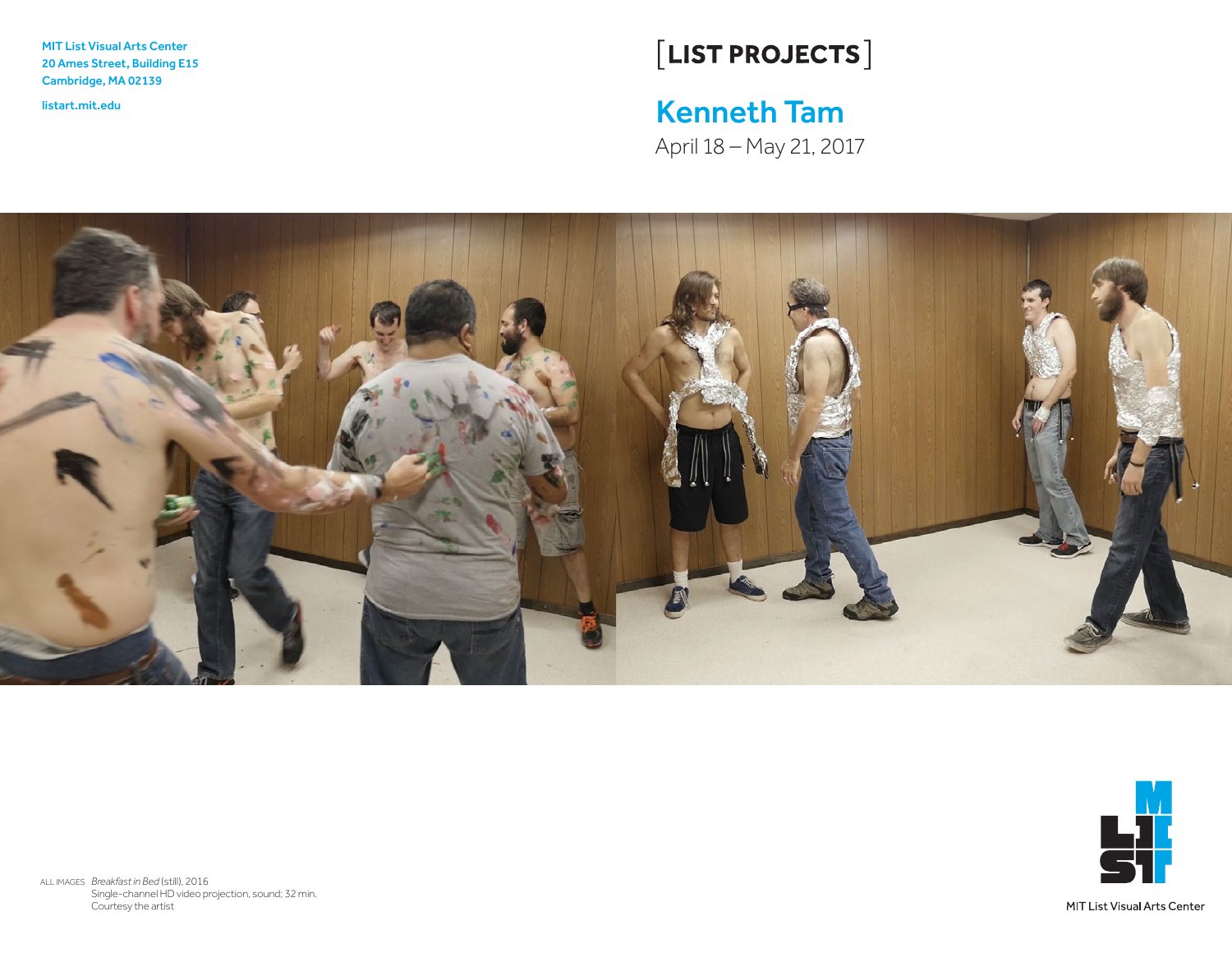MIT List Visual Arts Center
20 Ames Street, Building E15
Cambridge, MA 02139

listart.mit.edu

# [LIST PROJECTS]

## Kenneth Tam

April 18 – May 21, 2017

ALL IMAGES *Breakfast in Bed* (still), 2016
Single-channel HD video projection, sound; 32 min.
Courtesy the artist

MIT List Visual Arts Center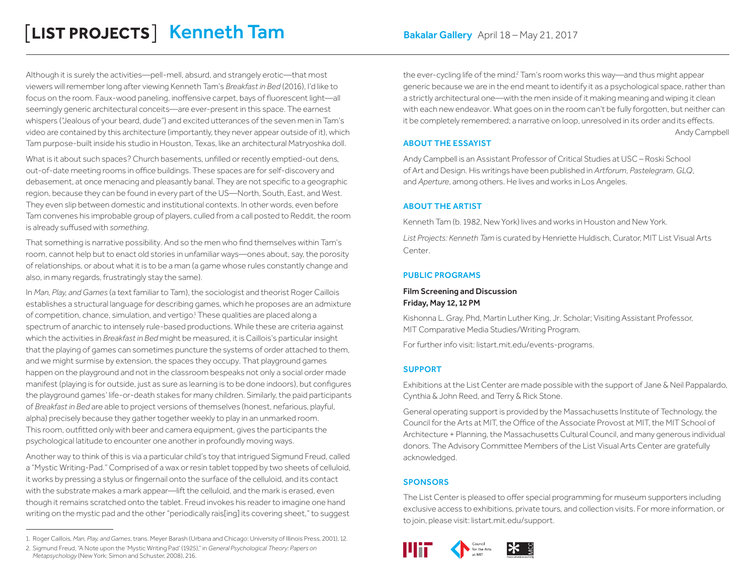# [LIST PROJECTS] Kenneth Tam

**Bakalar Gallery** April 18 – May 21, 2017

Although it is surely the activities—pell-mell, absurd, and strangely erotic—that most viewers will remember long after viewing Kenneth Tam's *Breakfast in Bed* (2016), I'd like to focus on the room. Faux-wood paneling, inoffensive carpet, bays of fluorescent light—all seemingly generic architectural conceits—are ever-present in this space. The earnest whispers ("Jealous of your beard, dude") and excited utterances of the seven men in Tam's video are contained by this architecture (importantly, they never appear outside of it), which Tam purpose-built inside his studio in Houston, Texas, like an architectural Matryoshka doll.

What is it about such spaces? Church basements, unfilled or recently emptied-out dens, out-of-date meeting rooms in office buildings. These spaces are for self-discovery and debasement, at once menacing and pleasantly banal. They are not specific to a geographic region, because they can be found in every part of the US—North, South, East, and West. They even slip between domestic and institutional contexts. In other words, even before Tam convenes his improbable group of players, culled from a call posted to Reddit, the room is already suffused with *something*.

That something is narrative possibility. And so the men who find themselves within Tam's room, cannot help but to enact old stories in unfamiliar ways—ones about, say, the porosity of relationships, or about what it is to be a man (a game whose rules constantly change and also, in many regards, frustratingly stay the same).

In *Man, Play, and Games* (a text familiar to Tam), the sociologist and theorist Roger Caillois establishes a structural language for describing games, which he proposes are an admixture of competition, chance, simulation, and vertigo.[1] These qualities are placed along a spectrum of anarchic to intensely rule-based productions. While these are criteria against which the activities in *Breakfast in Bed* might be measured, it is Caillois's particular insight that the playing of games can sometimes puncture the systems of order attached to them, and we might surmise by extension, the spaces they occupy. That playground games happen on the playground and not in the classroom bespeaks not only a social order made manifest (playing is for outside, just as sure as learning is to be done indoors), but configures the playground games' life-or-death stakes for many children. Similarly, the paid participants of *Breakfast in Bed* are able to project versions of themselves (honest, nefarious, playful, alpha) precisely because they gather together weekly to play in an unmarked room. This room, outfitted only with beer and camera equipment, gives the participants the psychological latitude to encounter one another in profoundly moving ways.

Another way to think of this is via a particular child's toy that intrigued Sigmund Freud, called a "Mystic Writing-Pad." Comprised of a wax or resin tablet topped by two sheets of celluloid, it works by pressing a stylus or fingernail onto the surface of the celluloid, and its contact with the substrate makes a mark appear—lift the celluloid, and the mark is erased, even though it remains scratched onto the tablet. Freud invokes his reader to imagine one hand writing on the mystic pad and the other "periodically rais[ing] its covering sheet," to suggest the ever-cycling life of the mind.[2] Tam's room works this way—and thus might appear generic because we are in the end meant to identify it as a psychological space, rather than a strictly architectural one—with the men inside of it making meaning and wiping it clean with each new endeavor. What goes on in the room can't be fully forgotten, but neither can it be completely remembered; a narrative on loop, unresolved in its order and its effects.

Andy Campbell

1. Roger Caillois, *Man, Play, and Games*, trans. Meyer Barash (Urbana and Chicago: University of Illinois Press, 2001), 12.
2. Sigmund Freud, "A Note upon the 'Mystic Writing Pad' (1925)," in *General Psychological Theory: Papers on Metapsychology* (New York: Simon and Schuster, 2008), 216.

## ABOUT THE ESSAYIST

Andy Campbell is an Assistant Professor of Critical Studies at USC – Roski School of Art and Design. His writings have been published in *Artforum*, *Pastelegram*, *GLQ*, and *Aperture*, among others. He lives and works in Los Angeles.

## ABOUT THE ARTIST

Kenneth Tam (b. 1982, New York) lives and works in Houston and New York.

*List Projects: Kenneth Tam* is curated by Henriette Huldisch, Curator, MIT List Visual Arts Center.

## PUBLIC PROGRAMS

**Film Screening and Discussion**
**Friday, May 12, 12 PM**

Kishonna L. Gray, Phd, Martin Luther King, Jr. Scholar; Visiting Assistant Professor, MIT Comparative Media Studies/Writing Program.

For further info visit: listart.mit.edu/events-programs.

## SUPPORT

Exhibitions at the List Center are made possible with the support of Jane & Neil Pappalardo, Cynthia & John Reed, and Terry & Rick Stone.

General operating support is provided by the Massachusetts Institute of Technology, the Council for the Arts at MIT, the Office of the Associate Provost at MIT, the MIT School of Architecture + Planning, the Massachusetts Cultural Council, and many generous individual donors. The Advisory Committee Members of the List Visual Arts Center are gratefully acknowledged.

## SPONSORS

The List Center is pleased to offer special programming for museum supporters including exclusive access to exhibitions, private tours, and collection visits. For more information, or to join, please visit: listart.mit.edu/support.